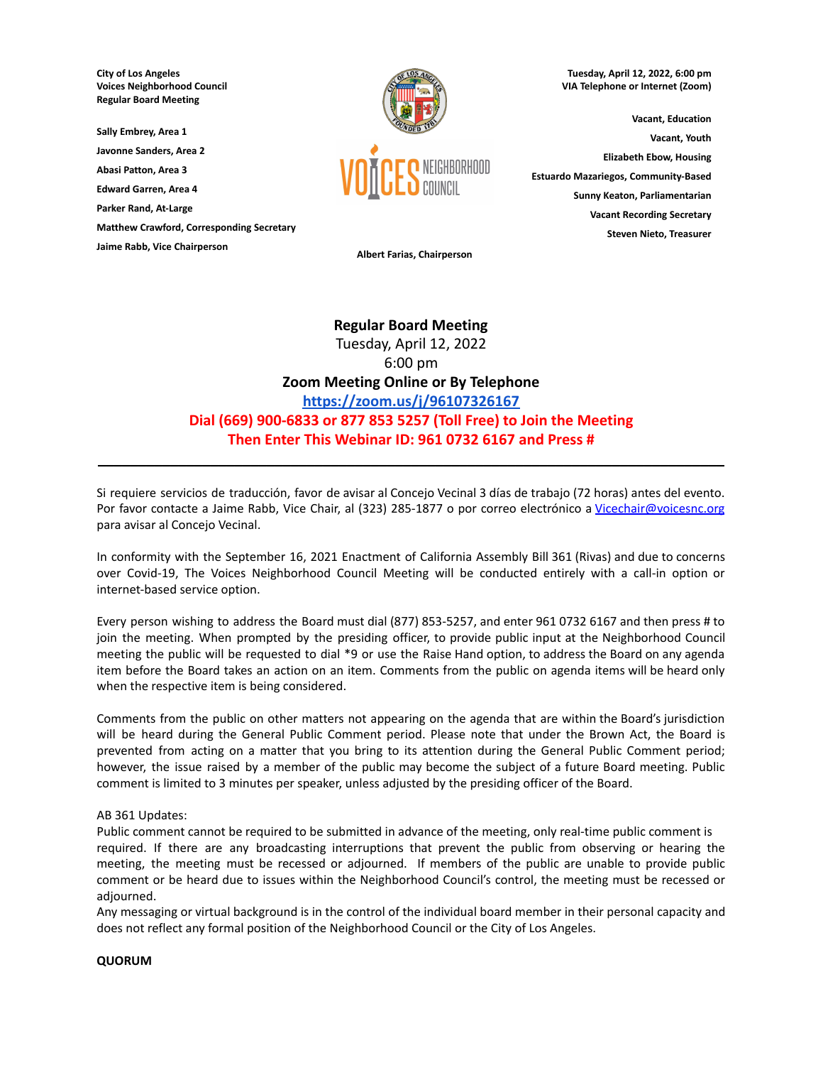**City of Los Angeles**
**Voices Neighborhood Council**
**Regular Board Meeting**

**Tuesday, April 12, 2022, 6:00 pm**
**VIA Telephone or Internet (Zoom)**

**Sally Embrey, Area 1**
**Javonne Sanders, Area 2**
**Abasi Patton, Area 3**
**Edward Garren, Area 4**
**Parker Rand, At-Large**
**Matthew Crawford, Corresponding Secretary**
**Jaime Rabb, Vice Chairperson**

**Albert Farias, Chairperson**

**Vacant, Education**
**Vacant, Youth**
**Elizabeth Ebow, Housing**
**Estuardo Mazariegos, Community-Based**
**Sunny Keaton, Parliamentarian**
**Vacant Recording Secretary**
**Steven Nieto, Treasurer**

**Regular Board Meeting**
Tuesday, April 12, 2022
6:00 pm
**Zoom Meeting Online or By Telephone**
**https://zoom.us/j/96107326167**
**Dial (669) 900-6833 or 877 853 5257 (Toll Free) to Join the Meeting**
**Then Enter This Webinar ID: 961 0732 6167 and Press #**

---

Si requiere servicios de traducción, favor de avisar al Concejo Vecinal 3 días de trabajo (72 horas) antes del evento. Por favor contacte a Jaime Rabb, Vice Chair, al (323) 285-1877 o por correo electrónico a Vicechair@voicesnc.org para avisar al Concejo Vecinal.

In conformity with the September 16, 2021 Enactment of California Assembly Bill 361 (Rivas) and due to concerns over Covid-19, The Voices Neighborhood Council Meeting will be conducted entirely with a call-in option or internet-based service option.

Every person wishing to address the Board must dial (877) 853-5257, and enter 961 0732 6167 and then press # to join the meeting. When prompted by the presiding officer, to provide public input at the Neighborhood Council meeting the public will be requested to dial *9 or use the Raise Hand option, to address the Board on any agenda item before the Board takes an action on an item. Comments from the public on agenda items will be heard only when the respective item is being considered.

Comments from the public on other matters not appearing on the agenda that are within the Board's jurisdiction will be heard during the General Public Comment period. Please note that under the Brown Act, the Board is prevented from acting on a matter that you bring to its attention during the General Public Comment period; however, the issue raised by a member of the public may become the subject of a future Board meeting. Public comment is limited to 3 minutes per speaker, unless adjusted by the presiding officer of the Board.

AB 361 Updates:
Public comment cannot be required to be submitted in advance of the meeting, only real-time public comment is required. If there are any broadcasting interruptions that prevent the public from observing or hearing the meeting, the meeting must be recessed or adjourned. If members of the public are unable to provide public comment or be heard due to issues within the Neighborhood Council's control, the meeting must be recessed or adjourned.
Any messaging or virtual background is in the control of the individual board member in their personal capacity and does not reflect any formal position of the Neighborhood Council or the City of Los Angeles.

**QUORUM**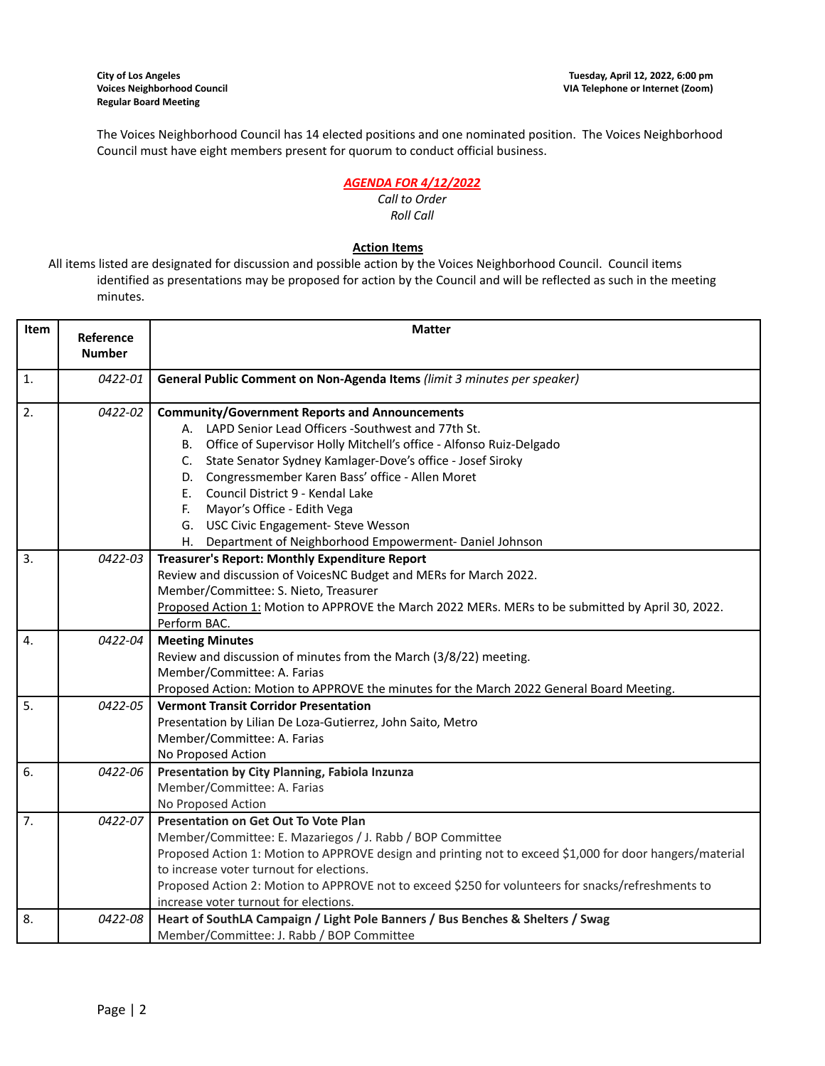**City of Los Angeles**
**Voices Neighborhood Council**
**Regular Board Meeting**

**Tuesday, April 12, 2022, 6:00 pm**
**VIA Telephone or Internet (Zoom)**

The Voices Neighborhood Council has 14 elected positions and one nominated position. The Voices Neighborhood Council must have eight members present for quorum to conduct official business.

***AGENDA FOR 4/12/2022***

*Call to Order*

*Roll Call*

**Action Items**

All items listed are designated for discussion and possible action by the Voices Neighborhood Council. Council items identified as presentations may be proposed for action by the Council and will be reflected as such in the meeting minutes.

| Item | Reference Number | Matter |
|---|---|---|
| 1. | *0422-01* | **General Public Comment on Non-Agenda Items** *(limit 3 minutes per speaker)* |
| 2. | *0422-02* | **Community/Government Reports and Announcements**<br>A. LAPD Senior Lead Officers -Southwest and 77th St.<br>B. Office of Supervisor Holly Mitchell's office - Alfonso Ruiz-Delgado<br>C. State Senator Sydney Kamlager-Dove's office - Josef Siroky<br>D. Congressmember Karen Bass' office - Allen Moret<br>E. Council District 9 - Kendal Lake<br>F. Mayor's Office - Edith Vega<br>G. USC Civic Engagement- Steve Wesson<br>H. Department of Neighborhood Empowerment- Daniel Johnson |
| 3. | *0422-03* | **Treasurer's Report: Monthly Expenditure Report**<br>Review and discussion of VoicesNC Budget and MERs for March 2022.<br>Member/Committee: S. Nieto, Treasurer<br>Proposed Action 1: Motion to APPROVE the March 2022 MERs. MERs to be submitted by April 30, 2022. Perform BAC. |
| 4. | *0422-04* | **Meeting Minutes**<br>Review and discussion of minutes from the March (3/8/22) meeting.<br>Member/Committee: A. Farias<br>Proposed Action: Motion to APPROVE the minutes for the March 2022 General Board Meeting. |
| 5. | *0422-05* | **Vermont Transit Corridor Presentation**<br>Presentation by Lilian De Loza-Gutierrez, John Saito, Metro<br>Member/Committee: A. Farias<br>No Proposed Action |
| 6. | *0422-06* | **Presentation by City Planning, Fabiola Inzunza**<br>Member/Committee: A. Farias<br>No Proposed Action |
| 7. | *0422-07* | **Presentation on Get Out To Vote Plan**<br>Member/Committee: E. Mazariegos / J. Rabb / BOP Committee<br>Proposed Action 1: Motion to APPROVE design and printing not to exceed $1,000 for door hangers/material to increase voter turnout for elections.<br>Proposed Action 2: Motion to APPROVE not to exceed $250 for volunteers for snacks/refreshments to increase voter turnout for elections. |
| 8. | *0422-08* | **Heart of SouthLA Campaign / Light Pole Banners / Bus Benches & Shelters / Swag**<br>Member/Committee: J. Rabb / BOP Committee |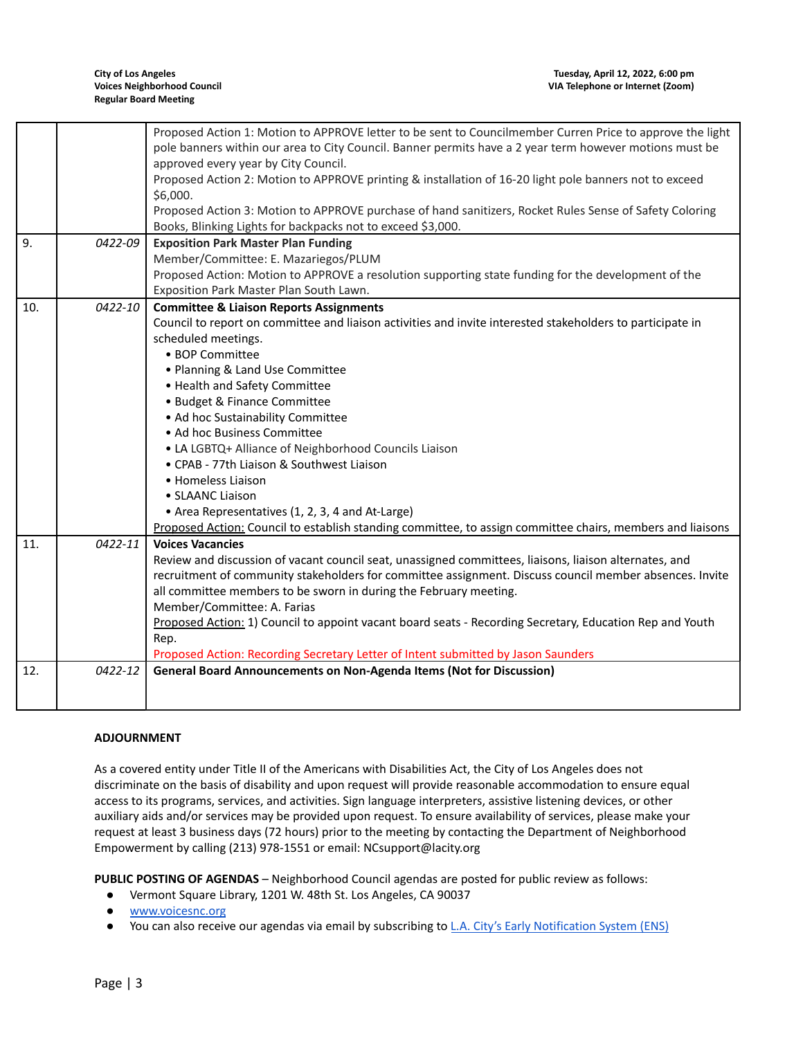| | | |
|---|---|---|
| | | Proposed Action 1: Motion to APPROVE letter to be sent to Councilmember Curren Price to approve the light pole banners within our area to City Council. Banner permits have a 2 year term however motions must be approved every year by City Council.<br>Proposed Action 2: Motion to APPROVE printing & installation of 16-20 light pole banners not to exceed $6,000.<br>Proposed Action 3: Motion to APPROVE purchase of hand sanitizers, Rocket Rules Sense of Safety Coloring Books, Blinking Lights for backpacks not to exceed $3,000. |
| 9. | *0422-09* | **Exposition Park Master Plan Funding**<br>Member/Committee: E. Mazariegos/PLUM<br>Proposed Action: Motion to APPROVE a resolution supporting state funding for the development of the Exposition Park Master Plan South Lawn. |
| 10. | *0422-10* | **Committee & Liaison Reports Assignments**<br>Council to report on committee and liaison activities and invite interested stakeholders to participate in scheduled meetings.<br>• BOP Committee<br>• Planning & Land Use Committee<br>• Health and Safety Committee<br>• Budget & Finance Committee<br>• Ad hoc Sustainability Committee<br>• Ad hoc Business Committee<br>• LA LGBTQ+ Alliance of Neighborhood Councils Liaison<br>• CPAB - 77th Liaison & Southwest Liaison<br>• Homeless Liaison<br>• SLAANC Liaison<br>• Area Representatives (1, 2, 3, 4 and At-Large)<br>Proposed Action: Council to establish standing committee, to assign committee chairs, members and liaisons |
| 11. | *0422-11* | **Voices Vacancies**<br>Review and discussion of vacant council seat, unassigned committees, liaisons, liaison alternates, and recruitment of community stakeholders for committee assignment. Discuss council member absences. Invite all committee members to be sworn in during the February meeting.<br>Member/Committee: A. Farias<br>Proposed Action: 1) Council to appoint vacant board seats - Recording Secretary, Education Rep and Youth Rep.<br>Proposed Action: Recording Secretary Letter of Intent submitted by Jason Saunders |
| 12. | *0422-12* | **General Board Announcements on Non-Agenda Items (Not for Discussion)** |

**ADJOURNMENT**

As a covered entity under Title II of the Americans with Disabilities Act, the City of Los Angeles does not discriminate on the basis of disability and upon request will provide reasonable accommodation to ensure equal access to its programs, services, and activities. Sign language interpreters, assistive listening devices, or other auxiliary aids and/or services may be provided upon request. To ensure availability of services, please make your request at least 3 business days (72 hours) prior to the meeting by contacting the Department of Neighborhood Empowerment by calling (213) 978-1551 or email: NCsupport@lacity.org

**PUBLIC POSTING OF AGENDAS** – Neighborhood Council agendas are posted for public review as follows:

- Vermont Square Library, 1201 W. 48th St. Los Angeles, CA 90037
- www.voicesnc.org
- You can also receive our agendas via email by subscribing to L.A. City's Early Notification System (ENS)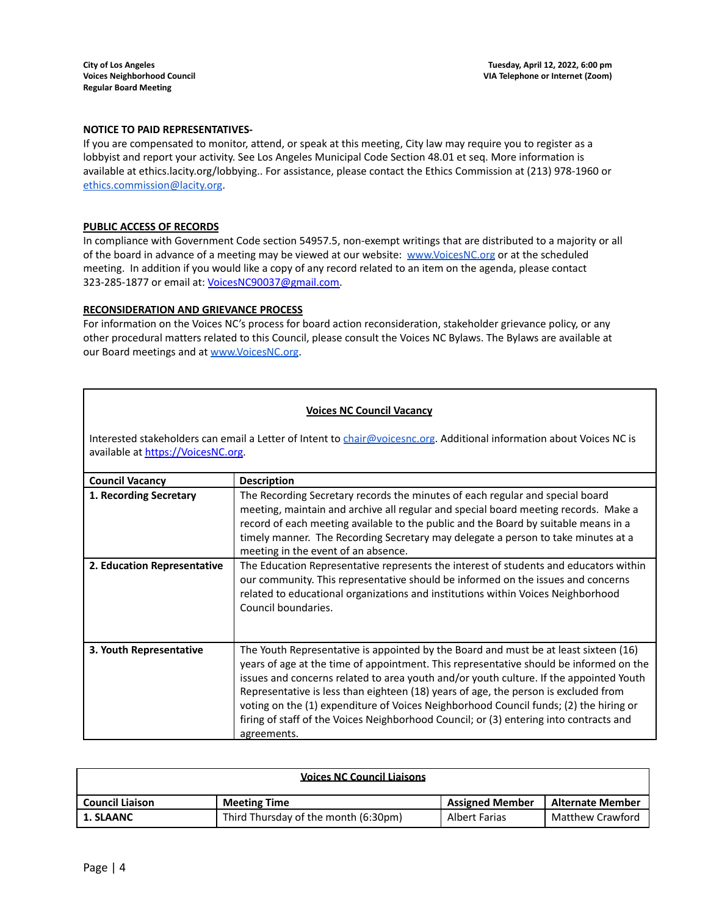**NOTICE TO PAID REPRESENTATIVES-**

If you are compensated to monitor, attend, or speak at this meeting, City law may require you to register as a lobbyist and report your activity. See Los Angeles Municipal Code Section 48.01 et seq. More information is available at ethics.lacity.org/lobbying.. For assistance, please contact the Ethics Commission at (213) 978-1960 or ethics.commission@lacity.org.

**PUBLIC ACCESS OF RECORDS**

In compliance with Government Code section 54957.5, non-exempt writings that are distributed to a majority or all of the board in advance of a meeting may be viewed at our website: www.VoicesNC.org or at the scheduled meeting. In addition if you would like a copy of any record related to an item on the agenda, please contact 323-285-1877 or email at: VoicesNC90037@gmail.com.

**RECONSIDERATION AND GRIEVANCE PROCESS**

For information on the Voices NC's process for board action reconsideration, stakeholder grievance policy, or any other procedural matters related to this Council, please consult the Voices NC Bylaws. The Bylaws are available at our Board meetings and at www.VoicesNC.org.

**Voices NC Council Vacancy**

Interested stakeholders can email a Letter of Intent to chair@voicesnc.org. Additional information about Voices NC is available at https://VoicesNC.org.

| Council Vacancy | Description |
|---|---|
| **1. Recording Secretary** | The Recording Secretary records the minutes of each regular and special board meeting, maintain and archive all regular and special board meeting records. Make a record of each meeting available to the public and the Board by suitable means in a timely manner. The Recording Secretary may delegate a person to take minutes at a meeting in the event of an absence. |
| **2. Education Representative** | The Education Representative represents the interest of students and educators within our community. This representative should be informed on the issues and concerns related to educational organizations and institutions within Voices Neighborhood Council boundaries. |
| **3. Youth Representative** | The Youth Representative is appointed by the Board and must be at least sixteen (16) years of age at the time of appointment. This representative should be informed on the issues and concerns related to area youth and/or youth culture. If the appointed Youth Representative is less than eighteen (18) years of age, the person is excluded from voting on the (1) expenditure of Voices Neighborhood Council funds; (2) the hiring or firing of staff of the Voices Neighborhood Council; or (3) entering into contracts and agreements. |

**Voices NC Council Liaisons**

| Council Liaison | Meeting Time | Assigned Member | Alternate Member |
|---|---|---|---|
| **1. SLAANC** | Third Thursday of the month (6:30pm) | Albert Farias | Matthew Crawford |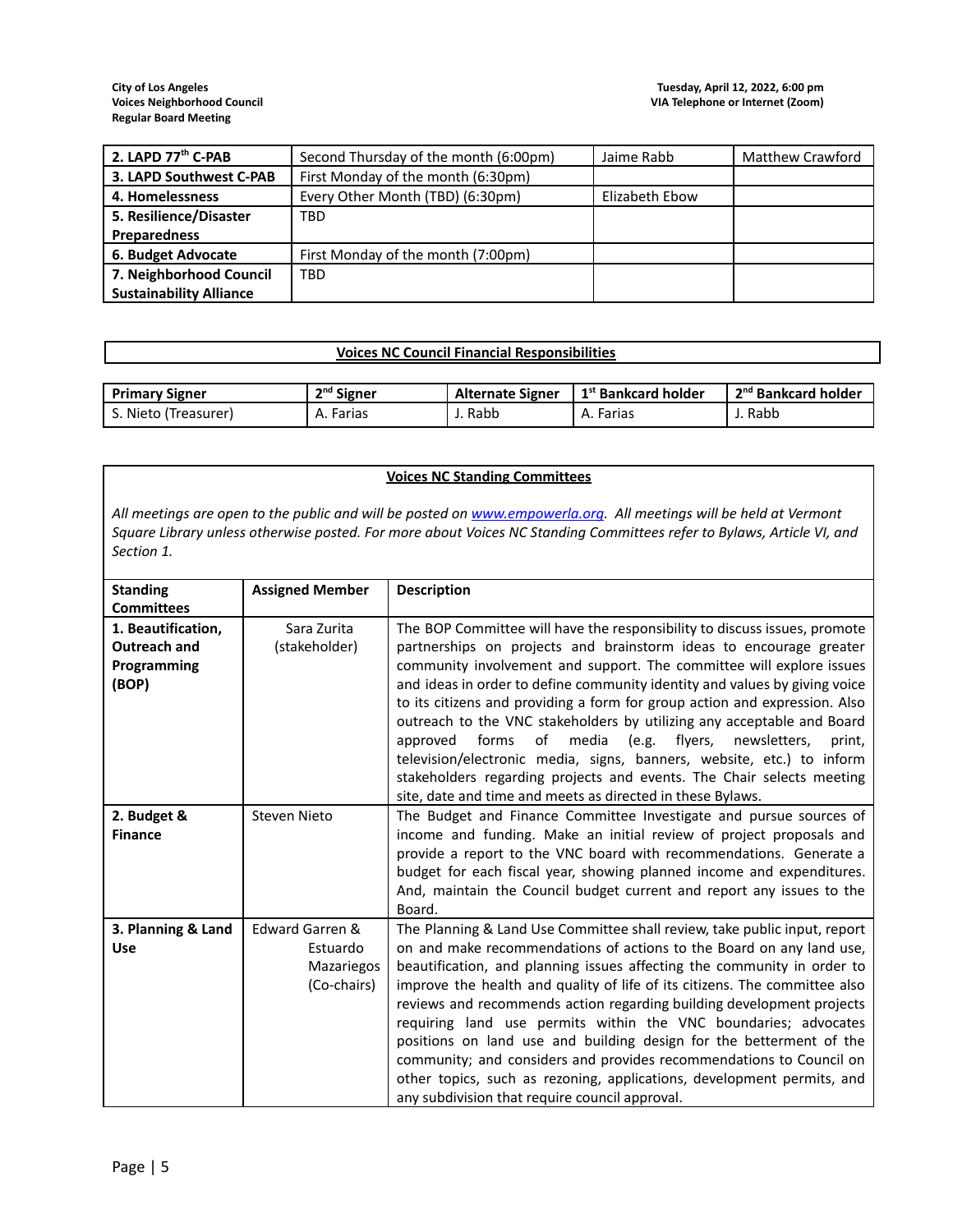| 2. LAPD 77[th] C-PAB | Second Thursday of the month (6:00pm) | Jaime Rabb | Matthew Crawford |
|---|---|---|---|
| 3. LAPD Southwest C-PAB | First Monday of the month (6:30pm) | | |
| 4. Homelessness | Every Other Month (TBD) (6:30pm) | Elizabeth Ebow | |
| 5. Resilience/Disaster Preparedness | TBD | | |
| 6. Budget Advocate | First Monday of the month (7:00pm) | | |
| 7. Neighborhood Council Sustainability Alliance | TBD | | |

**Voices NC Council Financial Responsibilities**

| Primary Signer | 2[nd] Signer | Alternate Signer | 1[st] Bankcard holder | 2[nd] Bankcard holder |
|---|---|---|---|---|
| S. Nieto (Treasurer) | A. Farias | J. Rabb | A. Farias | J. Rabb |

**Voices NC Standing Committees**

*All meetings are open to the public and will be posted on www.empowerla.org. All meetings will be held at Vermont Square Library unless otherwise posted. For more about Voices NC Standing Committees refer to Bylaws, Article VI, and Section 1.*

| Standing Committees | Assigned Member | Description |
|---|---|---|
| **1. Beautification, Outreach and Programming (BOP)** | Sara Zurita (stakeholder) | The BOP Committee will have the responsibility to discuss issues, promote partnerships on projects and brainstorm ideas to encourage greater community involvement and support. The committee will explore issues and ideas in order to define community identity and values by giving voice to its citizens and providing a form for group action and expression. Also outreach to the VNC stakeholders by utilizing any acceptable and Board approved forms of media (e.g. flyers, newsletters, print, television/electronic media, signs, banners, website, etc.) to inform stakeholders regarding projects and events. The Chair selects meeting site, date and time and meets as directed in these Bylaws. |
| **2. Budget & Finance** | Steven Nieto | The Budget and Finance Committee Investigate and pursue sources of income and funding. Make an initial review of project proposals and provide a report to the VNC board with recommendations. Generate a budget for each fiscal year, showing planned income and expenditures. And, maintain the Council budget current and report any issues to the Board. |
| **3. Planning & Land Use** | Edward Garren & Estuardo Mazariegos (Co-chairs) | The Planning & Land Use Committee shall review, take public input, report on and make recommendations of actions to the Board on any land use, beautification, and planning issues affecting the community in order to improve the health and quality of life of its citizens. The committee also reviews and recommends action regarding building development projects requiring land use permits within the VNC boundaries; advocates positions on land use and building design for the betterment of the community; and considers and provides recommendations to Council on other topics, such as rezoning, applications, development permits, and any subdivision that require council approval. |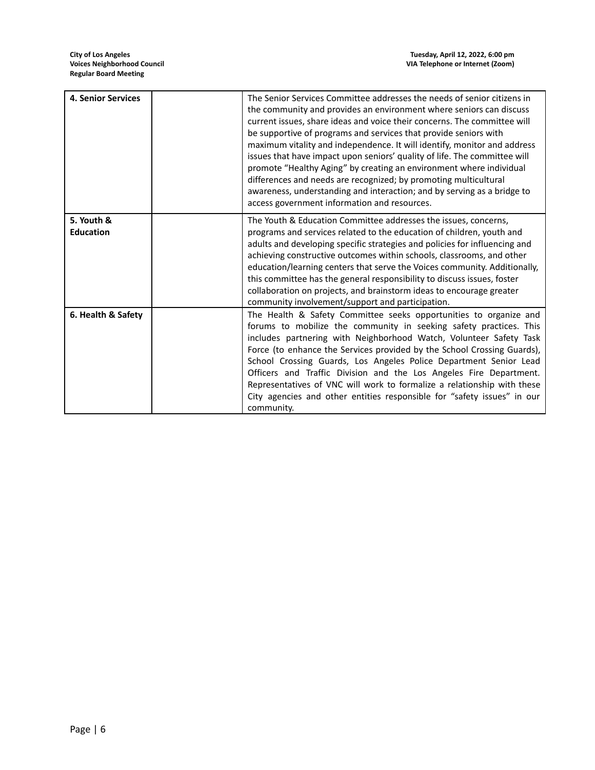| | | |
|---|---|---|
| **4. Senior Services** | | The Senior Services Committee addresses the needs of senior citizens in the community and provides an environment where seniors can discuss current issues, share ideas and voice their concerns. The committee will be supportive of programs and services that provide seniors with maximum vitality and independence. It will identify, monitor and address issues that have impact upon seniors' quality of life. The committee will promote "Healthy Aging" by creating an environment where individual differences and needs are recognized; by promoting multicultural awareness, understanding and interaction; and by serving as a bridge to access government information and resources. |
| **5. Youth & Education** | | The Youth & Education Committee addresses the issues, concerns, programs and services related to the education of children, youth and adults and developing specific strategies and policies for influencing and achieving constructive outcomes within schools, classrooms, and other education/learning centers that serve the Voices community. Additionally, this committee has the general responsibility to discuss issues, foster collaboration on projects, and brainstorm ideas to encourage greater community involvement/support and participation. |
| **6. Health & Safety** | | The Health & Safety Committee seeks opportunities to organize and forums to mobilize the community in seeking safety practices. This includes partnering with Neighborhood Watch, Volunteer Safety Task Force (to enhance the Services provided by the School Crossing Guards), School Crossing Guards, Los Angeles Police Department Senior Lead Officers and Traffic Division and the Los Angeles Fire Department. Representatives of VNC will work to formalize a relationship with these City agencies and other entities responsible for "safety issues" in our community. |